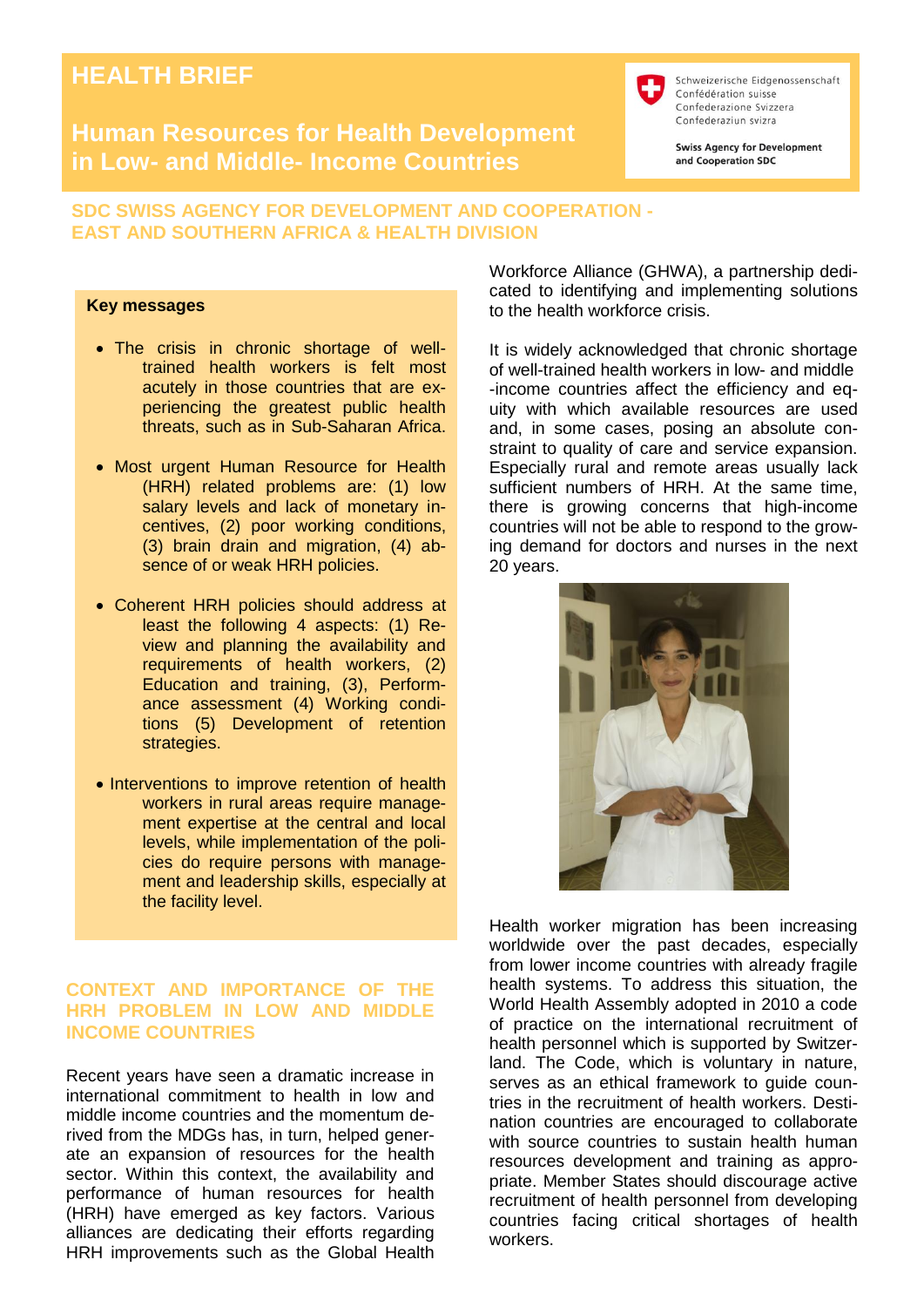# HEALTH BRIEF

## Human Resources for Health Development in Low- and Middle- Income Countries

Schweizerische Eidgenossenschaft
Confédération suisse
Confederazione Svizzera
Confederaziun svizra

**Swiss Agency for Development and Cooperation SDC**

### SDC SWISS AGENCY FOR DEVELOPMENT AND COOPERATION - EAST AND SOUTHERN AFRICA & HEALTH DIVISION

**Key messages**

- The crisis in chronic shortage of well-trained health workers is felt most acutely in those countries that are experiencing the greatest public health threats, such as in Sub-Saharan Africa.
- Most urgent Human Resource for Health (HRH) related problems are: (1) low salary levels and lack of monetary incentives, (2) poor working conditions, (3) brain drain and migration, (4) absence of or weak HRH policies.
- Coherent HRH policies should address at least the following 4 aspects: (1) Review and planning the availability and requirements of health workers, (2) Education and training, (3), Performance assessment (4) Working conditions (5) Development of retention strategies.
- Interventions to improve retention of health workers in rural areas require management expertise at the central and local levels, while implementation of the policies do require persons with management and leadership skills, especially at the facility level.

### CONTEXT AND IMPORTANCE OF THE HRH PROBLEM IN LOW AND MIDDLE INCOME COUNTRIES

Recent years have seen a dramatic increase in international commitment to health in low and middle income countries and the momentum derived from the MDGs has, in turn, helped generate an expansion of resources for the health sector. Within this context, the availability and performance of human resources for health (HRH) have emerged as key factors. Various alliances are dedicating their efforts regarding HRH improvements such as the Global Health Workforce Alliance (GHWA), a partnership dedicated to identifying and implementing solutions to the health workforce crisis.

It is widely acknowledged that chronic shortage of well-trained health workers in low- and middle -income countries affect the efficiency and equity with which available resources are used and, in some cases, posing an absolute constraint to quality of care and service expansion. Especially rural and remote areas usually lack sufficient numbers of HRH. At the same time, there is growing concerns that high-income countries will not be able to respond to the growing demand for doctors and nurses in the next 20 years.

Health worker migration has been increasing worldwide over the past decades, especially from lower income countries with already fragile health systems. To address this situation, the World Health Assembly adopted in 2010 a code of practice on the international recruitment of health personnel which is supported by Switzerland. The Code, which is voluntary in nature, serves as an ethical framework to guide countries in the recruitment of health workers. Destination countries are encouraged to collaborate with source countries to sustain health human resources development and training as appropriate. Member States should discourage active recruitment of health personnel from developing countries facing critical shortages of health workers.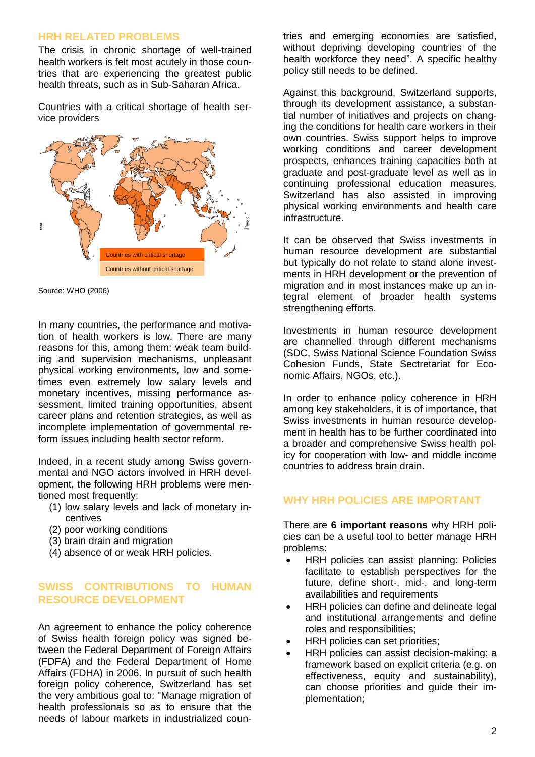## HRH RELATED PROBLEMS

The crisis in chronic shortage of well-trained health workers is felt most acutely in those countries that are experiencing the greatest public health threats, such as in Sub-Saharan Africa.

Countries with a critical shortage of health service providers

Countries with critical shortage

Countries without critical shortage

Source: WHO (2006)

In many countries, the performance and motivation of health workers is low. There are many reasons for this, among them: weak team building and supervision mechanisms, unpleasant physical working environments, low and sometimes even extremely low salary levels and monetary incentives, missing performance assessment, limited training opportunities, absent career plans and retention strategies, as well as incomplete implementation of governmental reform issues including health sector reform.

Indeed, in a recent study among Swiss governmental and NGO actors involved in HRH development, the following HRH problems were mentioned most frequently:

(1) low salary levels and lack of monetary incentives
(2) poor working conditions
(3) brain drain and migration
(4) absence of or weak HRH policies.

## SWISS CONTRIBUTIONS TO HUMAN RESOURCE DEVELOPMENT

An agreement to enhance the policy coherence of Swiss health foreign policy was signed between the Federal Department of Foreign Affairs (FDFA) and the Federal Department of Home Affairs (FDHA) in 2006. In pursuit of such health foreign policy coherence, Switzerland has set the very ambitious goal to: "Manage migration of health professionals so as to ensure that the needs of labour markets in industrialized countries and emerging economies are satisfied, without depriving developing countries of the health workforce they need". A specific healthy policy still needs to be defined.

Against this background, Switzerland supports, through its development assistance, a substantial number of initiatives and projects on changing the conditions for health care workers in their own countries. Swiss support helps to improve working conditions and career development prospects, enhances training capacities both at graduate and post-graduate level as well as in continuing professional education measures. Switzerland has also assisted in improving physical working environments and health care infrastructure.

It can be observed that Swiss investments in human resource development are substantial but typically do not relate to stand alone investments in HRH development or the prevention of migration and in most instances make up an integral element of broader health systems strengthening efforts.

Investments in human resource development are channelled through different mechanisms (SDC, Swiss National Science Foundation Swiss Cohesion Funds, State Sectretariat for Economic Affairs, NGOs, etc.).

In order to enhance policy coherence in HRH among key stakeholders, it is of importance, that Swiss investments in human resource development in health has to be further coordinated into a broader and comprehensive Swiss health policy for cooperation with low- and middle income countries to address brain drain.

## WHY HRH POLICIES ARE IMPORTANT

There are **6 important reasons** why HRH policies can be a useful tool to better manage HRH problems:

- HRH policies can assist planning: Policies facilitate to establish perspectives for the future, define short-, mid-, and long-term availabilities and requirements
- HRH policies can define and delineate legal and institutional arrangements and define roles and responsibilities;
- HRH policies can set priorities;
- HRH policies can assist decision-making: a framework based on explicit criteria (e.g. on effectiveness, equity and sustainability), can choose priorities and guide their implementation;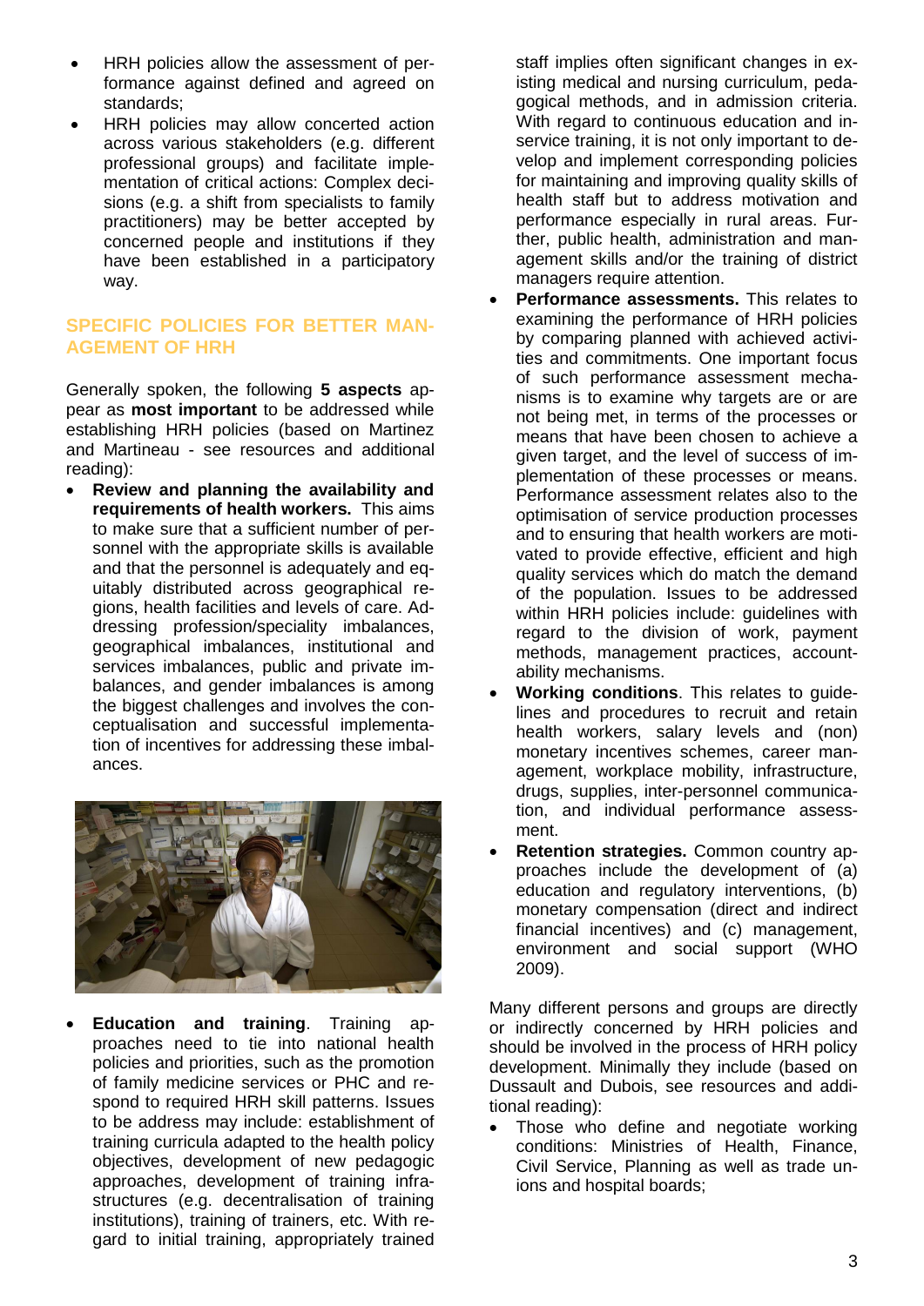- HRH policies allow the assessment of performance against defined and agreed on standards;
- HRH policies may allow concerted action across various stakeholders (e.g. different professional groups) and facilitate implementation of critical actions: Complex decisions (e.g. a shift from specialists to family practitioners) may be better accepted by concerned people and institutions if they have been established in a participatory way.

## SPECIFIC POLICIES FOR BETTER MANAGEMENT OF HRH

Generally spoken, the following **5 aspects** appear as **most important** to be addressed while establishing HRH policies (based on Martinez and Martineau - see resources and additional reading):

- **Review and planning the availability and requirements of health workers.** This aims to make sure that a sufficient number of personnel with the appropriate skills is available and that the personnel is adequately and equitably distributed across geographical regions, health facilities and levels of care. Addressing profession/speciality imbalances, geographical imbalances, institutional and services imbalances, public and private imbalances, and gender imbalances is among the biggest challenges and involves the conceptualisation and successful implementation of incentives for addressing these imbalances.
- **Education and training**. Training approaches need to tie into national health policies and priorities, such as the promotion of family medicine services or PHC and respond to required HRH skill patterns. Issues to be address may include: establishment of training curricula adapted to the health policy objectives, development of new pedagogic approaches, development of training infrastructures (e.g. decentralisation of training institutions), training of trainers, etc. With regard to initial training, appropriately trained staff implies often significant changes in existing medical and nursing curriculum, pedagogical methods, and in admission criteria. With regard to continuous education and in-service training, it is not only important to develop and implement corresponding policies for maintaining and improving quality skills of health staff but to address motivation and performance especially in rural areas. Further, public health, administration and management skills and/or the training of district managers require attention.
- **Performance assessments.** This relates to examining the performance of HRH policies by comparing planned with achieved activities and commitments. One important focus of such performance assessment mechanisms is to examine why targets are or are not being met, in terms of the processes or means that have been chosen to achieve a given target, and the level of success of implementation of these processes or means. Performance assessment relates also to the optimisation of service production processes and to ensuring that health workers are motivated to provide effective, efficient and high quality services which do match the demand of the population. Issues to be addressed within HRH policies include: guidelines with regard to the division of work, payment methods, management practices, accountability mechanisms.
- **Working conditions**. This relates to guidelines and procedures to recruit and retain health workers, salary levels and (non) monetary incentives schemes, career management, workplace mobility, infrastructure, drugs, supplies, inter-personnel communication, and individual performance assessment.
- **Retention strategies.** Common country approaches include the development of (a) education and regulatory interventions, (b) monetary compensation (direct and indirect financial incentives) and (c) management, environment and social support (WHO 2009).

Many different persons and groups are directly or indirectly concerned by HRH policies and should be involved in the process of HRH policy development. Minimally they include (based on Dussault and Dubois, see resources and additional reading):

- Those who define and negotiate working conditions: Ministries of Health, Finance, Civil Service, Planning as well as trade unions and hospital boards;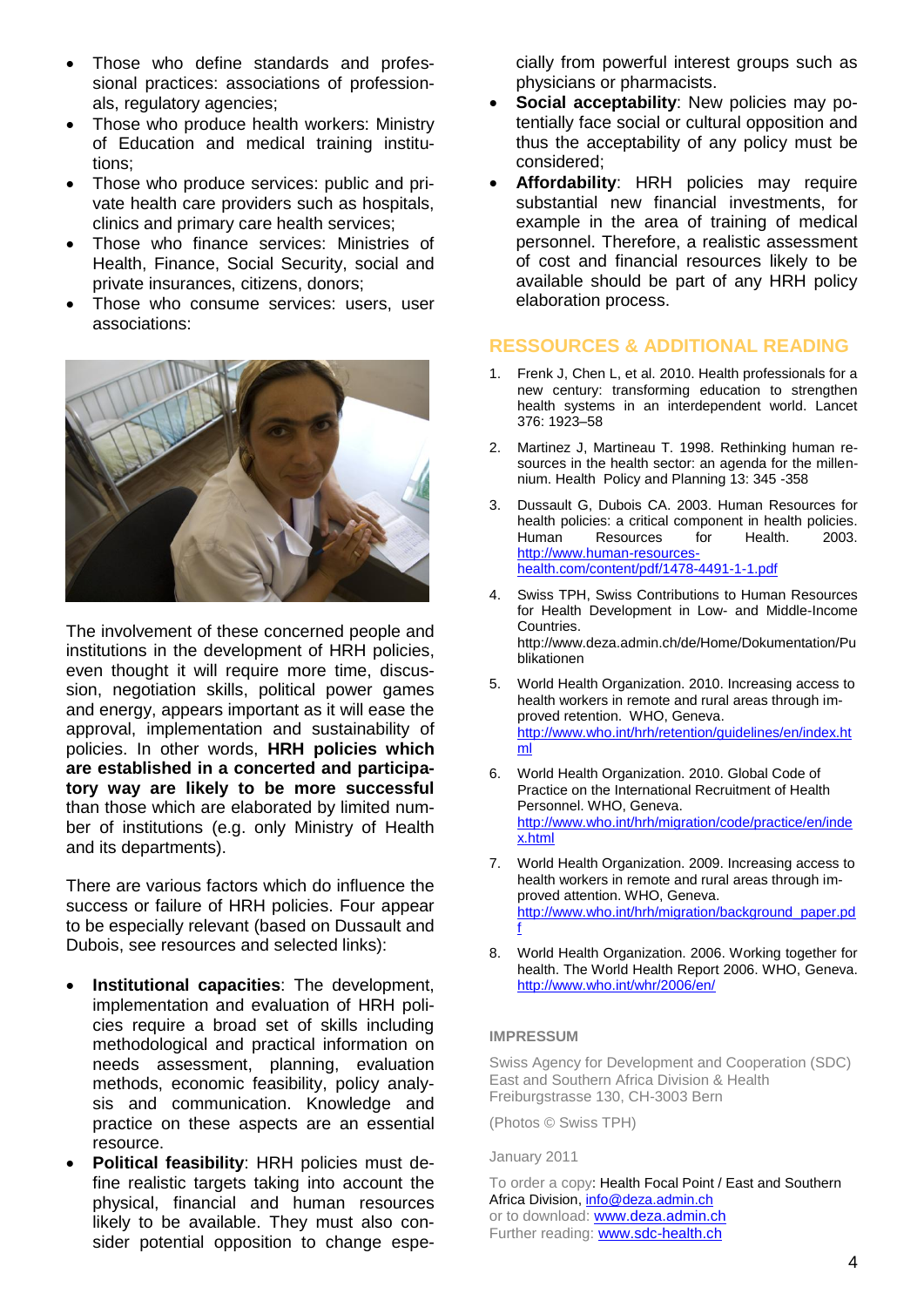- Those who define standards and professional practices: associations of professionals, regulatory agencies;
- Those who produce health workers: Ministry of Education and medical training institutions;
- Those who produce services: public and private health care providers such as hospitals, clinics and primary care health services;
- Those who finance services: Ministries of Health, Finance, Social Security, social and private insurances, citizens, donors;
- Those who consume services: users, user associations:

The involvement of these concerned people and institutions in the development of HRH policies, even thought it will require more time, discussion, negotiation skills, political power games and energy, appears important as it will ease the approval, implementation and sustainability of policies. In other words, **HRH policies which are established in a concerted and participatory way are likely to be more successful** than those which are elaborated by limited number of institutions (e.g. only Ministry of Health and its departments).

There are various factors which do influence the success or failure of HRH policies. Four appear to be especially relevant (based on Dussault and Dubois, see resources and selected links):

- **Institutional capacities**: The development, implementation and evaluation of HRH policies require a broad set of skills including methodological and practical information on needs assessment, planning, evaluation methods, economic feasibility, policy analysis and communication. Knowledge and practice on these aspects are an essential resource.
- **Political feasibility**: HRH policies must define realistic targets taking into account the physical, financial and human resources likely to be available. They must also consider potential opposition to change especially from powerful interest groups such as physicians or pharmacists.
- **Social acceptability**: New policies may potentially face social or cultural opposition and thus the acceptability of any policy must be considered;
- **Affordability**: HRH policies may require substantial new financial investments, for example in the area of training of medical personnel. Therefore, a realistic assessment of cost and financial resources likely to be available should be part of any HRH policy elaboration process.

## RESSOURCES & ADDITIONAL READING

1. Frenk J, Chen L, et al. 2010. Health professionals for a new century: transforming education to strengthen health systems in an interdependent world. Lancet 376: 1923–58
2. Martinez J, Martineau T. 1998. Rethinking human resources in the health sector: an agenda for the millennium. Health Policy and Planning 13: 345 -358
3. Dussault G, Dubois CA. 2003. Human Resources for health policies: a critical component in health policies. Human Resources for Health. 2003. http://www.human-resources-health.com/content/pdf/1478-4491-1-1.pdf
4. Swiss TPH, Swiss Contributions to Human Resources for Health Development in Low- and Middle-Income Countries. http://www.deza.admin.ch/de/Home/Dokumentation/Publikationen
5. World Health Organization. 2010. Increasing access to health workers in remote and rural areas through improved retention. WHO, Geneva. http://www.who.int/hrh/retention/guidelines/en/index.html
6. World Health Organization. 2010. Global Code of Practice on the International Recruitment of Health Personnel. WHO, Geneva. http://www.who.int/hrh/migration/code/practice/en/index.html
7. World Health Organization. 2009. Increasing access to health workers in remote and rural areas through improved attention. WHO, Geneva. http://www.who.int/hrh/migration/background_paper.pdf
8. World Health Organization. 2006. Working together for health. The World Health Report 2006. WHO, Geneva. http://www.who.int/whr/2006/en/

### IMPRESSUM

Swiss Agency for Development and Cooperation (SDC)
East and Southern Africa Division & Health
Freiburgstrasse 130, CH-3003 Bern

(Photos © Swiss TPH)

January 2011

To order a copy: Health Focal Point / East and Southern Africa Division, info@deza.admin.ch
or to download: www.deza.admin.ch
Further reading: www.sdc-health.ch